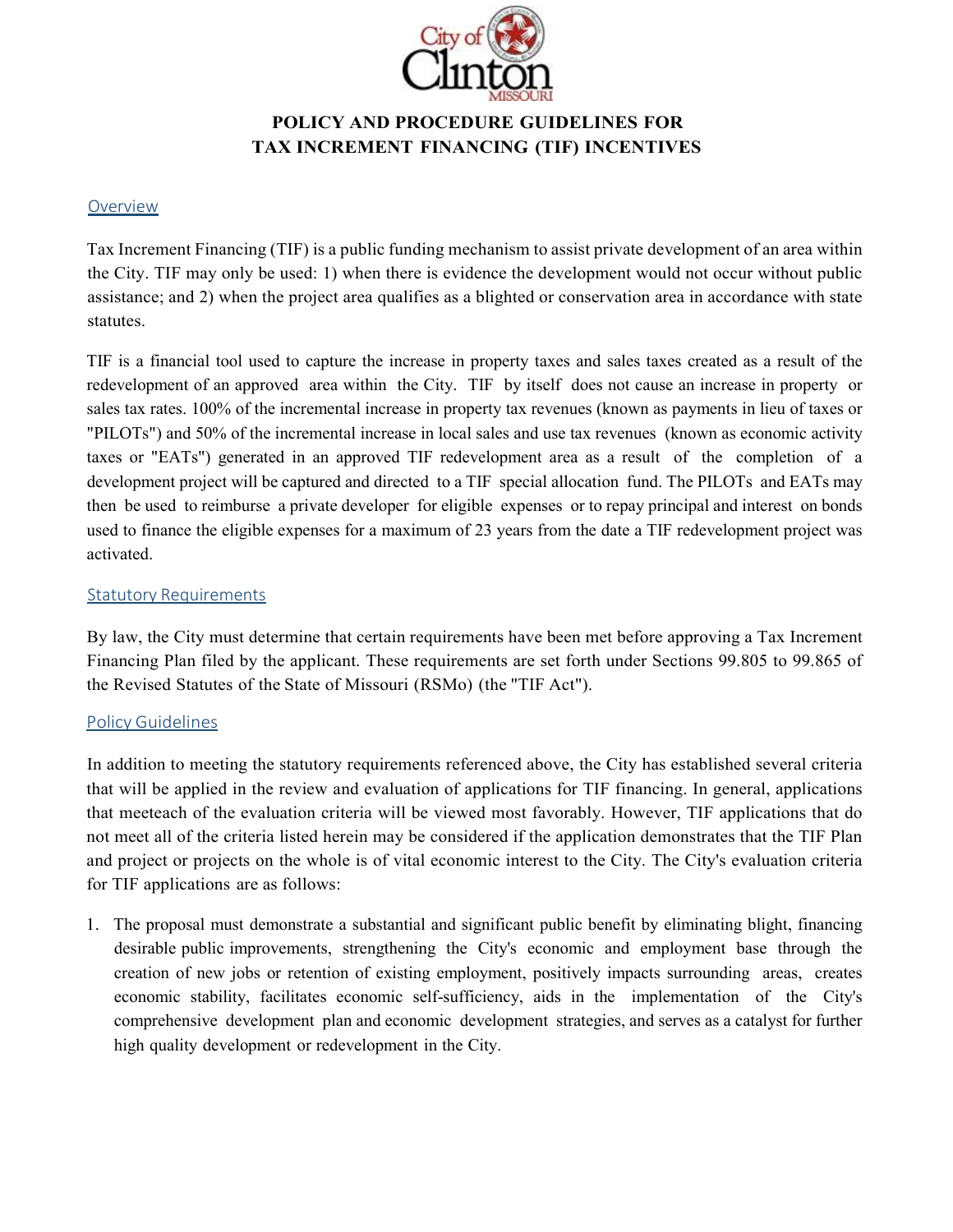# POLICY AND PROCEDURE GUIDELINES FOR TAX INCREMENT FINANCING (TIF) INCENTIVES

## Overview

Tax Increment Financing (TIF) is a public funding mechanism to assist private development of an area within the City. TIF may only be used: 1) when there is evidence the development would not occur without public assistance; and 2) when the project area qualifies as a blighted or conservation area in accordance with state statutes.

TIF is a financial tool used to capture the increase in property taxes and sales taxes created as a result of the redevelopment of an approved area within the City. TIF by itself does not cause an increase in property or sales tax rates. 100% of the incremental increase in property tax revenues (known as payments in lieu of taxes or "PILOTs") and 50% of the incremental increase in local sales and use tax revenues (known as economic activity taxes or "EATs") generated in an approved TIF redevelopment area as a result of the completion of a development project will be captured and directed to a TIF special allocation fund. The PILOTs and EATs may then be used to reimburse a private developer for eligible expenses or to repay principal and interest on bonds used to finance the eligible expenses for a maximum of 23 years from the date a TIF redevelopment project was activated.

## Statutory Requirements

By law, the City must determine that certain requirements have been met before approving a Tax Increment Financing Plan filed by the applicant. These requirements are set forth under Sections 99.805 to 99.865 of the Revised Statutes of the State of Missouri (RSMo) (the "TIF Act").

## Policy Guidelines

In addition to meeting the statutory requirements referenced above, the City has established several criteria that will be applied in the review and evaluation of applications for TIF financing. In general, applications that meeteach of the evaluation criteria will be viewed most favorably. However, TIF applications that do not meet all of the criteria listed herein may be considered if the application demonstrates that the TIF Plan and project or projects on the whole is of vital economic interest to the City. The City's evaluation criteria for TIF applications are as follows:

1. The proposal must demonstrate a substantial and significant public benefit by eliminating blight, financing desirable public improvements, strengthening the City's economic and employment base through the creation of new jobs or retention of existing employment, positively impacts surrounding areas, creates economic stability, facilitates economic self-sufficiency, aids in the implementation of the City's comprehensive development plan and economic development strategies, and serves as a catalyst for further high quality development or redevelopment in the City.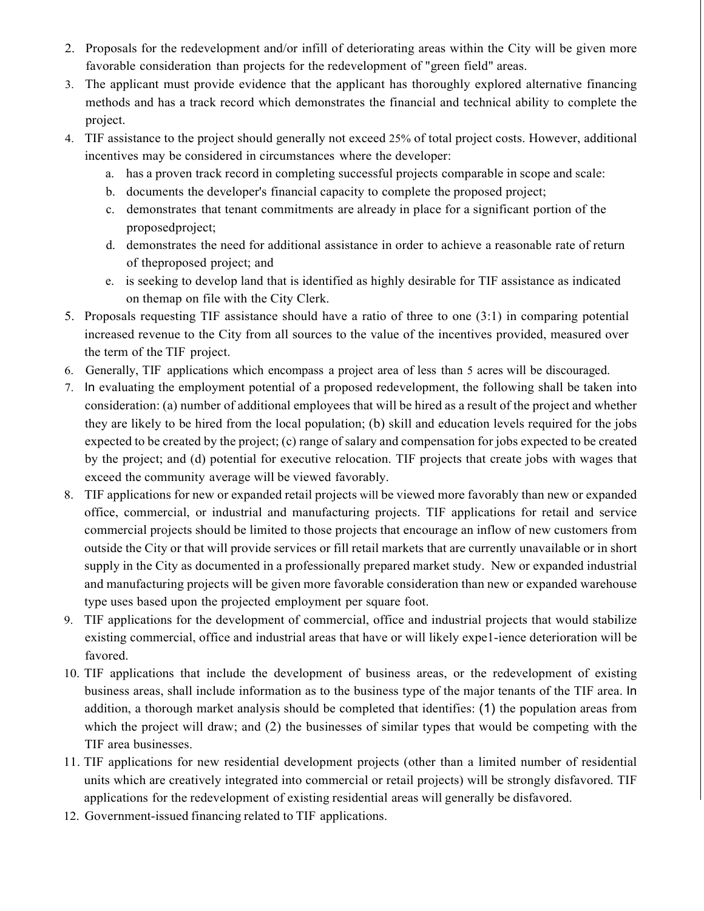2. Proposals for the redevelopment and/or infill of deteriorating areas within the City will be given more favorable consideration than projects for the redevelopment of "green field" areas.
3. The applicant must provide evidence that the applicant has thoroughly explored alternative financing methods and has a track record which demonstrates the financial and technical ability to complete the project.
4. TIF assistance to the project should generally not exceed 25% of total project costs. However, additional incentives may be considered in circumstances where the developer:
   a. has a proven track record in completing successful projects comparable in scope and scale:
   b. documents the developer's financial capacity to complete the proposed project;
   c. demonstrates that tenant commitments are already in place for a significant portion of the proposedproject;
   d. demonstrates the need for additional assistance in order to achieve a reasonable rate of return of theproposed project; and
   e. is seeking to develop land that is identified as highly desirable for TIF assistance as indicated on themap on file with the City Clerk.
5. Proposals requesting TIF assistance should have a ratio of three to one (3:1) in comparing potential increased revenue to the City from all sources to the value of the incentives provided, measured over the term of the TIF project.
6. Generally, TIF applications which encompass a project area of less than 5 acres will be discouraged.
7. In evaluating the employment potential of a proposed redevelopment, the following shall be taken into consideration: (a) number of additional employees that will be hired as a result of the project and whether they are likely to be hired from the local population; (b) skill and education levels required for the jobs expected to be created by the project; (c) range of salary and compensation for jobs expected to be created by the project; and (d) potential for executive relocation. TIF projects that create jobs with wages that exceed the community average will be viewed favorably.
8. TIF applications for new or expanded retail projects will be viewed more favorably than new or expanded office, commercial, or industrial and manufacturing projects. TIF applications for retail and service commercial projects should be limited to those projects that encourage an inflow of new customers from outside the City or that will provide services or fill retail markets that are currently unavailable or in short supply in the City as documented in a professionally prepared market study. New or expanded industrial and manufacturing projects will be given more favorable consideration than new or expanded warehouse type uses based upon the projected employment per square foot.
9. TIF applications for the development of commercial, office and industrial projects that would stabilize existing commercial, office and industrial areas that have or will likely expe1-ience deterioration will be favored.
10. TIF applications that include the development of business areas, or the redevelopment of existing business areas, shall include information as to the business type of the major tenants of the TIF area. In addition, a thorough market analysis should be completed that identifies: (1) the population areas from which the project will draw; and (2) the businesses of similar types that would be competing with the TIF area businesses.
11. TIF applications for new residential development projects (other than a limited number of residential units which are creatively integrated into commercial or retail projects) will be strongly disfavored. TIF applications for the redevelopment of existing residential areas will generally be disfavored.
12. Government-issued financing related to TIF applications.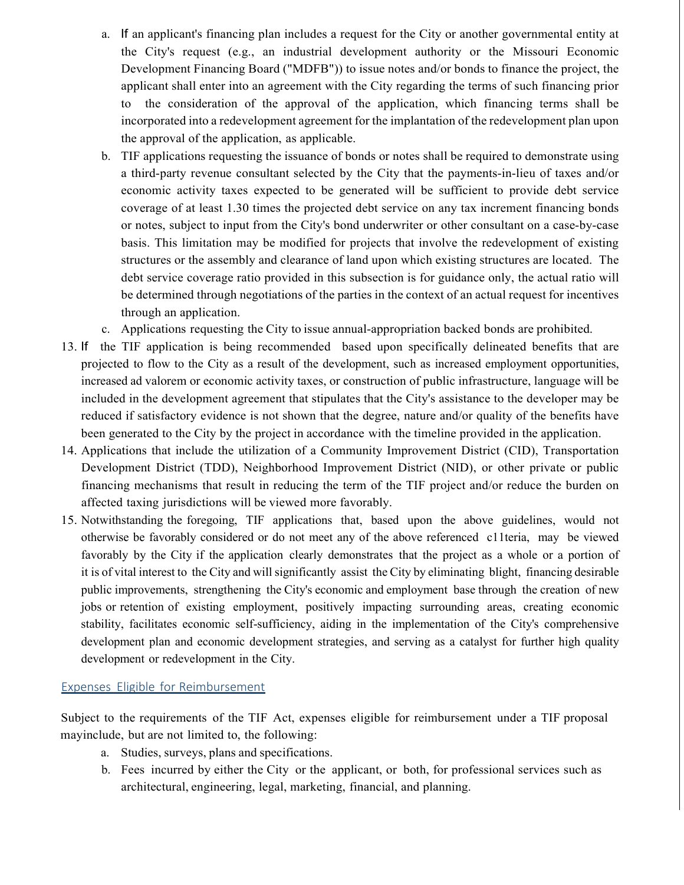a. If an applicant's financing plan includes a request for the City or another governmental entity at the City's request (e.g., an industrial development authority or the Missouri Economic Development Financing Board ("MDFB")) to issue notes and/or bonds to finance the project, the applicant shall enter into an agreement with the City regarding the terms of such financing prior to the consideration of the approval of the application, which financing terms shall be incorporated into a redevelopment agreement for the implantation of the redevelopment plan upon the approval of the application, as applicable.
b. TIF applications requesting the issuance of bonds or notes shall be required to demonstrate using a third-party revenue consultant selected by the City that the payments-in-lieu of taxes and/or economic activity taxes expected to be generated will be sufficient to provide debt service coverage of at least 1.30 times the projected debt service on any tax increment financing bonds or notes, subject to input from the City's bond underwriter or other consultant on a case-by-case basis. This limitation may be modified for projects that involve the redevelopment of existing structures or the assembly and clearance of land upon which existing structures are located. The debt service coverage ratio provided in this subsection is for guidance only, the actual ratio will be determined through negotiations of the parties in the context of an actual request for incentives through an application.
c. Applications requesting the City to issue annual-appropriation backed bonds are prohibited.

13. If the TIF application is being recommended based upon specifically delineated benefits that are projected to flow to the City as a result of the development, such as increased employment opportunities, increased ad valorem or economic activity taxes, or construction of public infrastructure, language will be included in the development agreement that stipulates that the City's assistance to the developer may be reduced if satisfactory evidence is not shown that the degree, nature and/or quality of the benefits have been generated to the City by the project in accordance with the timeline provided in the application.
14. Applications that include the utilization of a Community Improvement District (CID), Transportation Development District (TDD), Neighborhood Improvement District (NID), or other private or public financing mechanisms that result in reducing the term of the TIF project and/or reduce the burden on affected taxing jurisdictions will be viewed more favorably.
15. Notwithstanding the foregoing, TIF applications that, based upon the above guidelines, would not otherwise be favorably considered or do not meet any of the above referenced c11teria, may be viewed favorably by the City if the application clearly demonstrates that the project as a whole or a portion of it is of vital interest to the City and will significantly assist the City by eliminating blight, financing desirable public improvements, strengthening the City's economic and employment base through the creation of new jobs or retention of existing employment, positively impacting surrounding areas, creating economic stability, facilitates economic self-sufficiency, aiding in the implementation of the City's comprehensive development plan and economic development strategies, and serving as a catalyst for further high quality development or redevelopment in the City.

## Expenses Eligible for Reimbursement

Subject to the requirements of the TIF Act, expenses eligible for reimbursement under a TIF proposal mayinclude, but are not limited to, the following:

a. Studies, surveys, plans and specifications.
b. Fees incurred by either the City or the applicant, or both, for professional services such as architectural, engineering, legal, marketing, financial, and planning.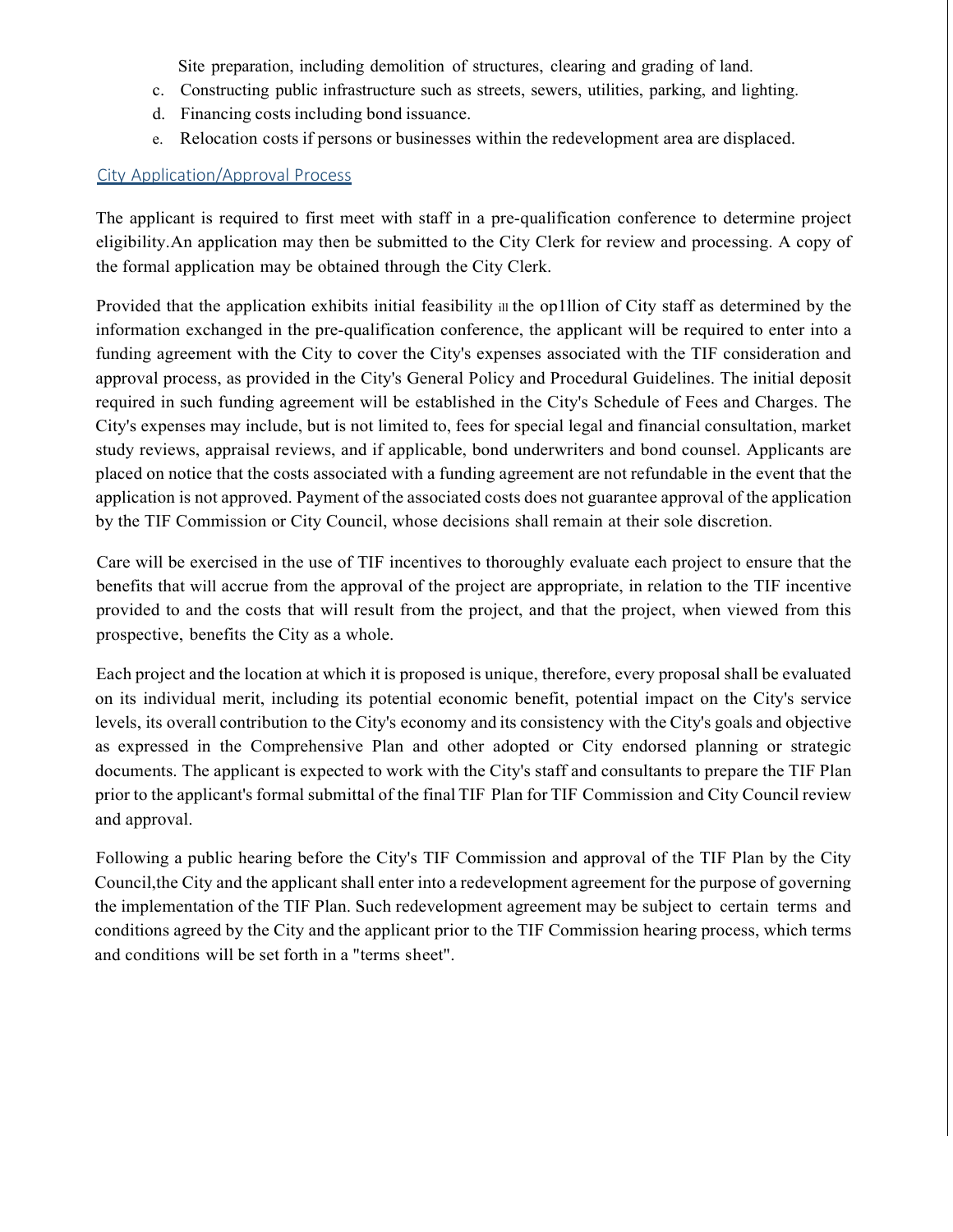Site preparation, including demolition of structures, clearing and grading of land.

c. Constructing public infrastructure such as streets, sewers, utilities, parking, and lighting.
d. Financing costs including bond issuance.
e. Relocation costs if persons or businesses within the redevelopment area are displaced.

## City Application/Approval Process

The applicant is required to first meet with staff in a pre-qualification conference to determine project eligibility.An application may then be submitted to the City Clerk for review and processing. A copy of the formal application may be obtained through the City Clerk.

Provided that the application exhibits initial feasibility ill the op1llion of City staff as determined by the information exchanged in the pre-qualification conference, the applicant will be required to enter into a funding agreement with the City to cover the City's expenses associated with the TIF consideration and approval process, as provided in the City's General Policy and Procedural Guidelines. The initial deposit required in such funding agreement will be established in the City's Schedule of Fees and Charges. The City's expenses may include, but is not limited to, fees for special legal and financial consultation, market study reviews, appraisal reviews, and if applicable, bond underwriters and bond counsel. Applicants are placed on notice that the costs associated with a funding agreement are not refundable in the event that the application is not approved. Payment of the associated costs does not guarantee approval of the application by the TIF Commission or City Council, whose decisions shall remain at their sole discretion.

Care will be exercised in the use of TIF incentives to thoroughly evaluate each project to ensure that the benefits that will accrue from the approval of the project are appropriate, in relation to the TIF incentive provided to and the costs that will result from the project, and that the project, when viewed from this prospective, benefits the City as a whole.

Each project and the location at which it is proposed is unique, therefore, every proposal shall be evaluated on its individual merit, including its potential economic benefit, potential impact on the City's service levels, its overall contribution to the City's economy and its consistency with the City's goals and objective as expressed in the Comprehensive Plan and other adopted or City endorsed planning or strategic documents. The applicant is expected to work with the City's staff and consultants to prepare the TIF Plan prior to the applicant's formal submittal of the final TIF Plan for TIF Commission and City Council review and approval.

Following a public hearing before the City's TIF Commission and approval of the TIF Plan by the City Council,the City and the applicant shall enter into a redevelopment agreement for the purpose of governing the implementation of the TIF Plan. Such redevelopment agreement may be subject to certain terms and conditions agreed by the City and the applicant prior to the TIF Commission hearing process, which terms and conditions will be set forth in a "terms sheet".